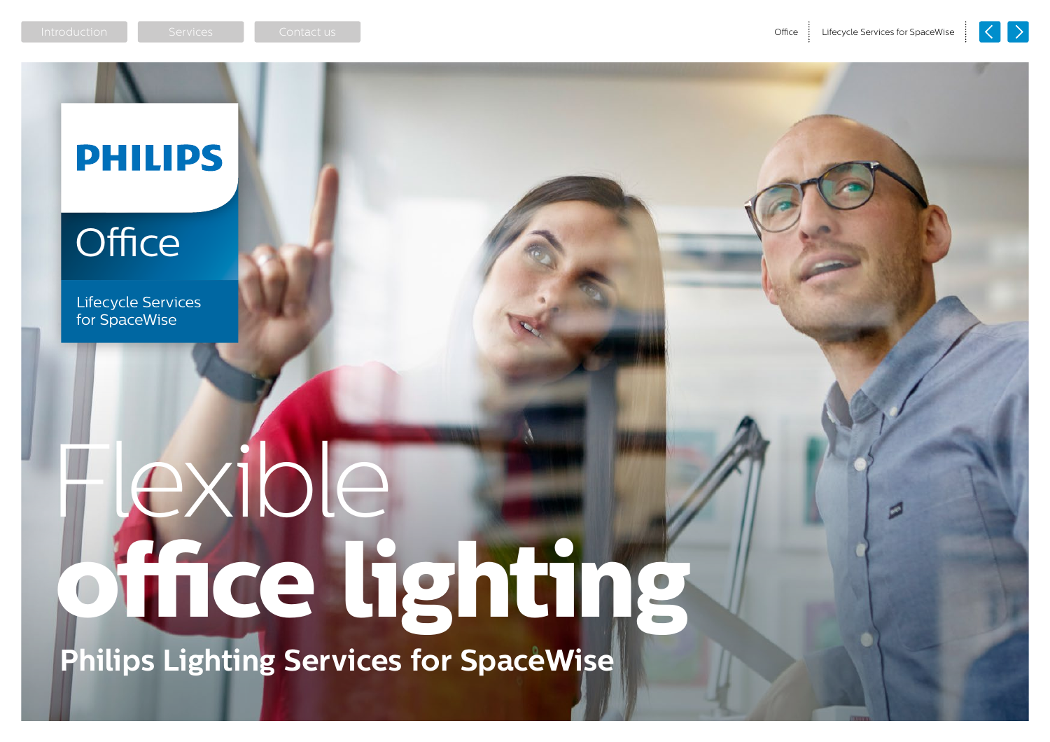PHILIPS

# Office

Lifecycle Services for SpaceWise

# Flexible office lighting

## Philips Lighting Services for SpaceWise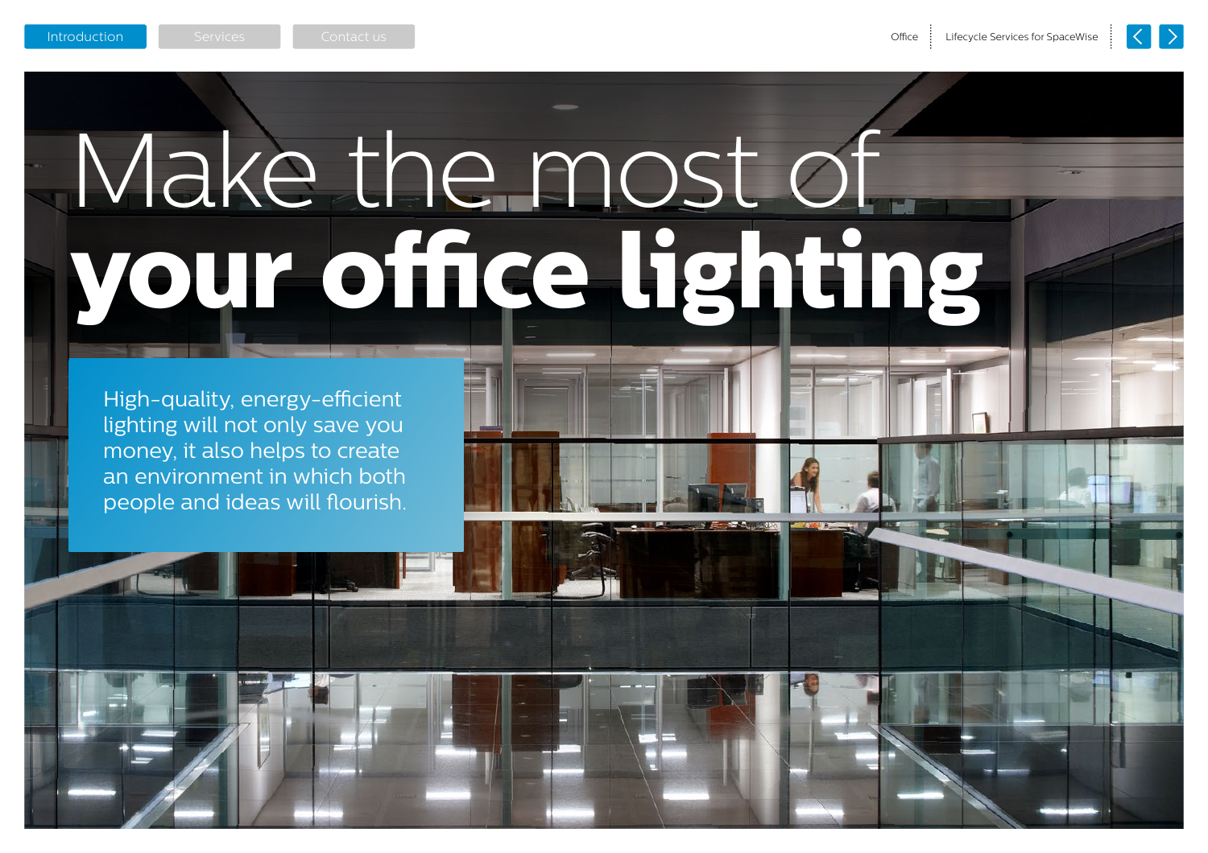# Make the most of **your office lighting**

High-quality, energy-efficient lighting will not only save you money, it also helps to create an environment in which both people and ideas will flourish.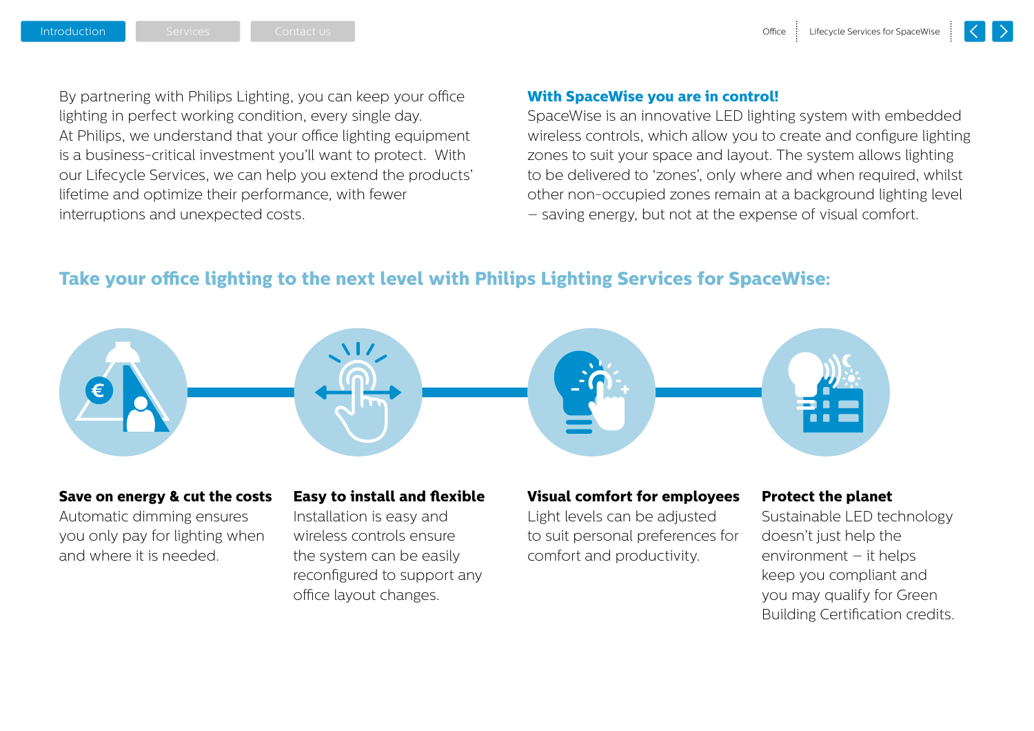By partnering with Philips Lighting, you can keep your office lighting in perfect working condition, every single day. At Philips, we understand that your office lighting equipment is a business-critical investment you'll want to protect. With our Lifecycle Services, we can help you extend the products' lifetime and optimize their performance, with fewer interruptions and unexpected costs.

### With SpaceWise you are in control!

SpaceWise is an innovative LED lighting system with embedded wireless controls, which allow you to create and configure lighting zones to suit your space and layout. The system allows lighting to be delivered to 'zones', only where and when required, whilst other non-occupied zones remain at a background lighting level – saving energy, but not at the expense of visual comfort.

## Take your office lighting to the next level with Philips Lighting Services for SpaceWise:

**Save on energy & cut the costs**
Automatic dimming ensures you only pay for lighting when and where it is needed.

**Easy to install and flexible**
Installation is easy and wireless controls ensure the system can be easily reconfigured to support any office layout changes.

**Visual comfort for employees**
Light levels can be adjusted to suit personal preferences for comfort and productivity.

**Protect the planet**
Sustainable LED technology doesn't just help the environment – it helps keep you compliant and you may qualify for Green Building Certification credits.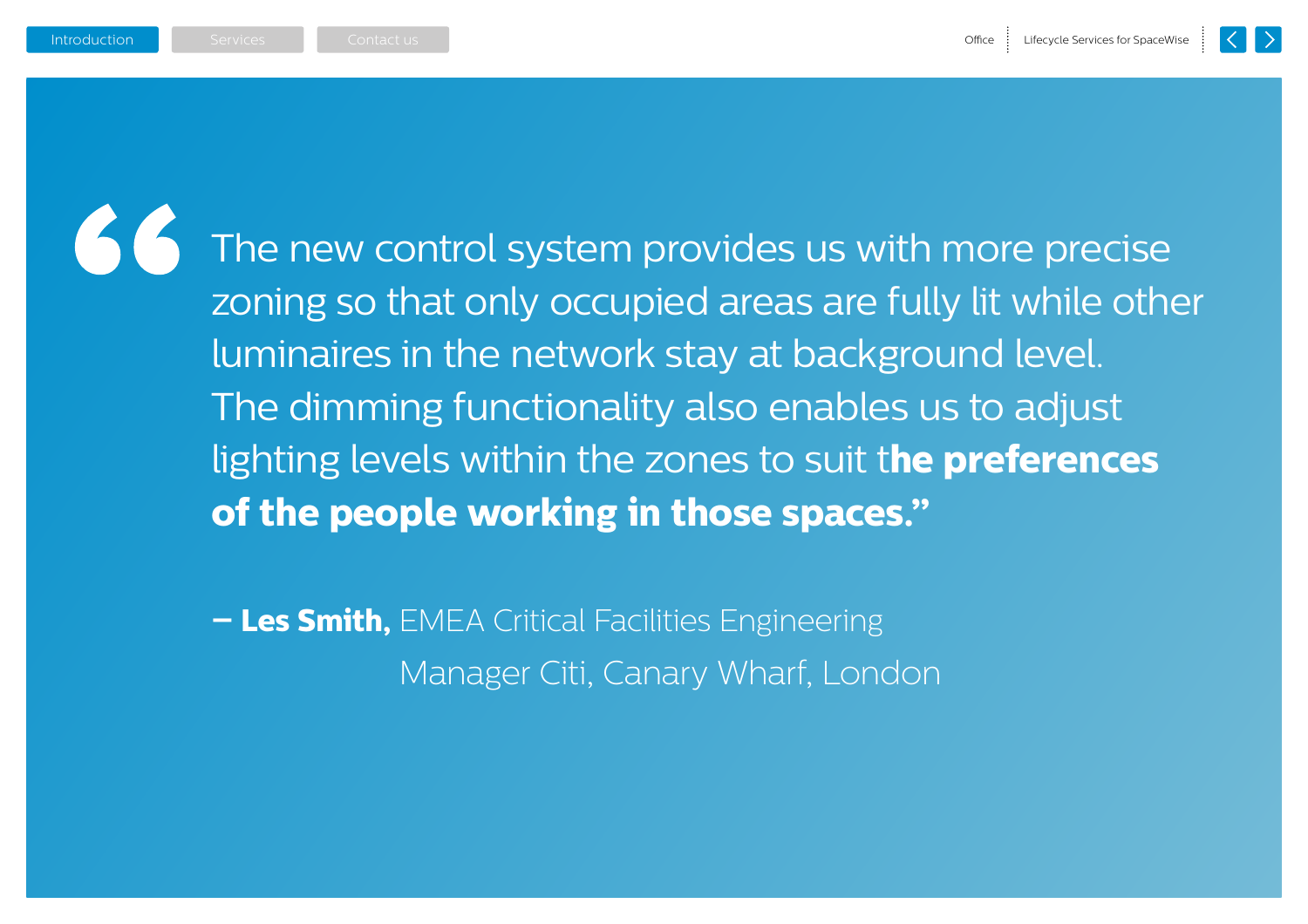> “The new control system provides us with more precise zoning so that only occupied areas are fully lit while other luminaires in the network stay at background level. The dimming functionality also enables us to adjust lighting levels within the zones to suit t**he preferences of the people working in those spaces.”**

– **Les Smith,** EMEA Critical Facilities Engineering Manager Citi, Canary Wharf, London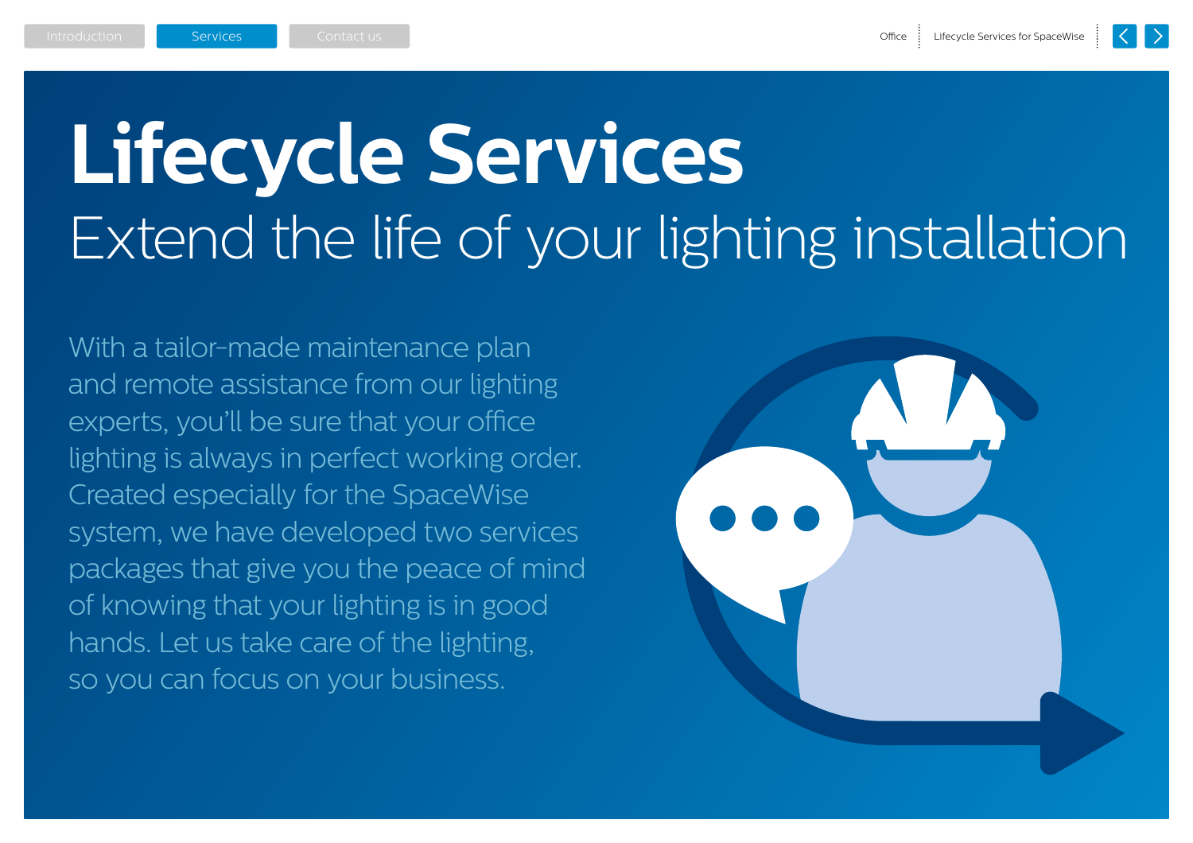# Lifecycle Services

## Extend the life of your lighting installation

With a tailor-made maintenance plan and remote assistance from our lighting experts, you'll be sure that your office lighting is always in perfect working order. Created especially for the SpaceWise system, we have developed two services packages that give you the peace of mind of knowing that your lighting is in good hands. Let us take care of the lighting, so you can focus on your business.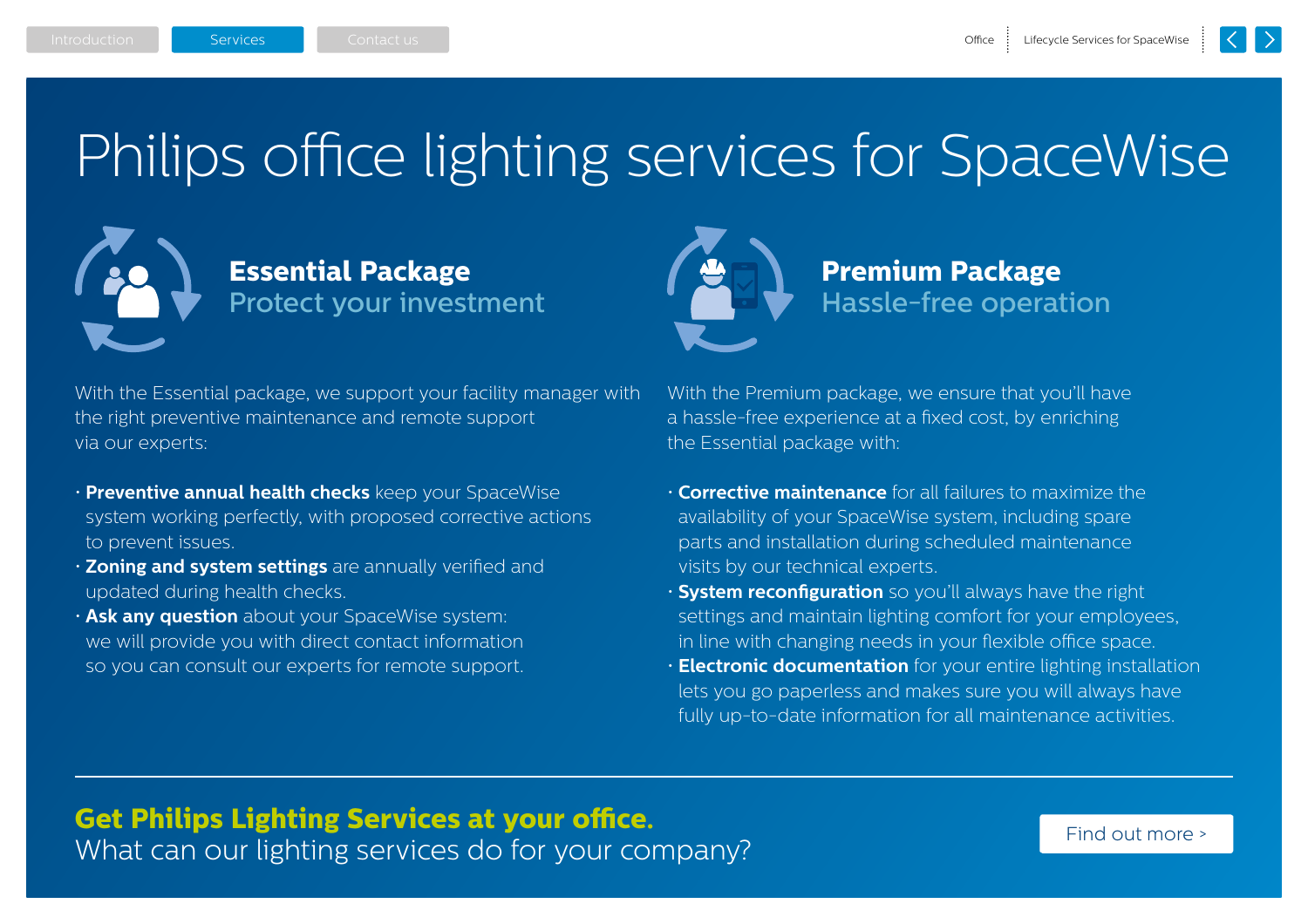# Philips office lighting services for SpaceWise

## Essential Package
### Protect your investment

With the Essential package, we support your facility manager with the right preventive maintenance and remote support via our experts:

- **Preventive annual health checks** keep your SpaceWise system working perfectly, with proposed corrective actions to prevent issues.
- **Zoning and system settings** are annually verified and updated during health checks.
- **Ask any question** about your SpaceWise system: we will provide you with direct contact information so you can consult our experts for remote support.

## Premium Package
### Hassle-free operation

With the Premium package, we ensure that you'll have a hassle-free experience at a fixed cost, by enriching the Essential package with:

- **Corrective maintenance** for all failures to maximize the availability of your SpaceWise system, including spare parts and installation during scheduled maintenance visits by our technical experts.
- **System reconfiguration** so you'll always have the right settings and maintain lighting comfort for your employees, in line with changing needs in your flexible office space.
- **Electronic documentation** for your entire lighting installation lets you go paperless and makes sure you will always have fully up-to-date information for all maintenance activities.

---

**Get Philips Lighting Services at your office.**
What can our lighting services do for your company?

Find out more >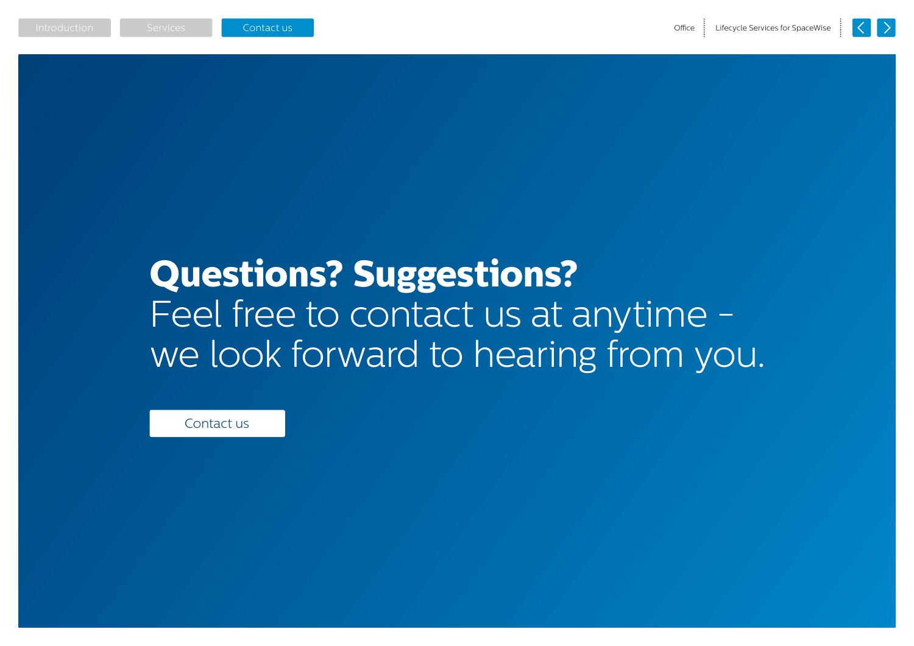# Questions? Suggestions?

Feel free to contact us at anytime – we look forward to hearing from you.

Contact us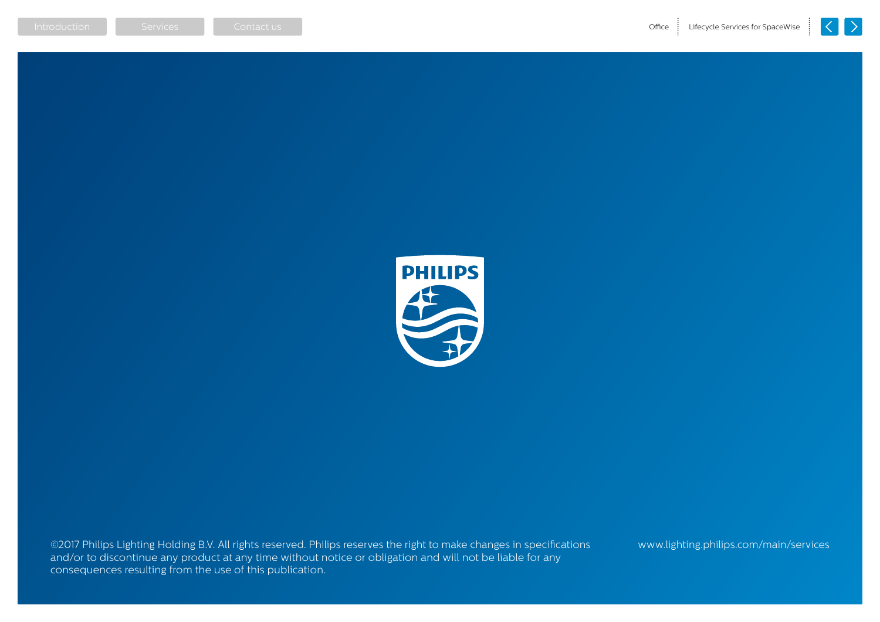©2017 Philips Lighting Holding B.V. All rights reserved. Philips reserves the right to make changes in specifications and/or to discontinue any product at any time without notice or obligation and will not be liable for any consequences resulting from the use of this publication.

www.lighting.philips.com/main/services